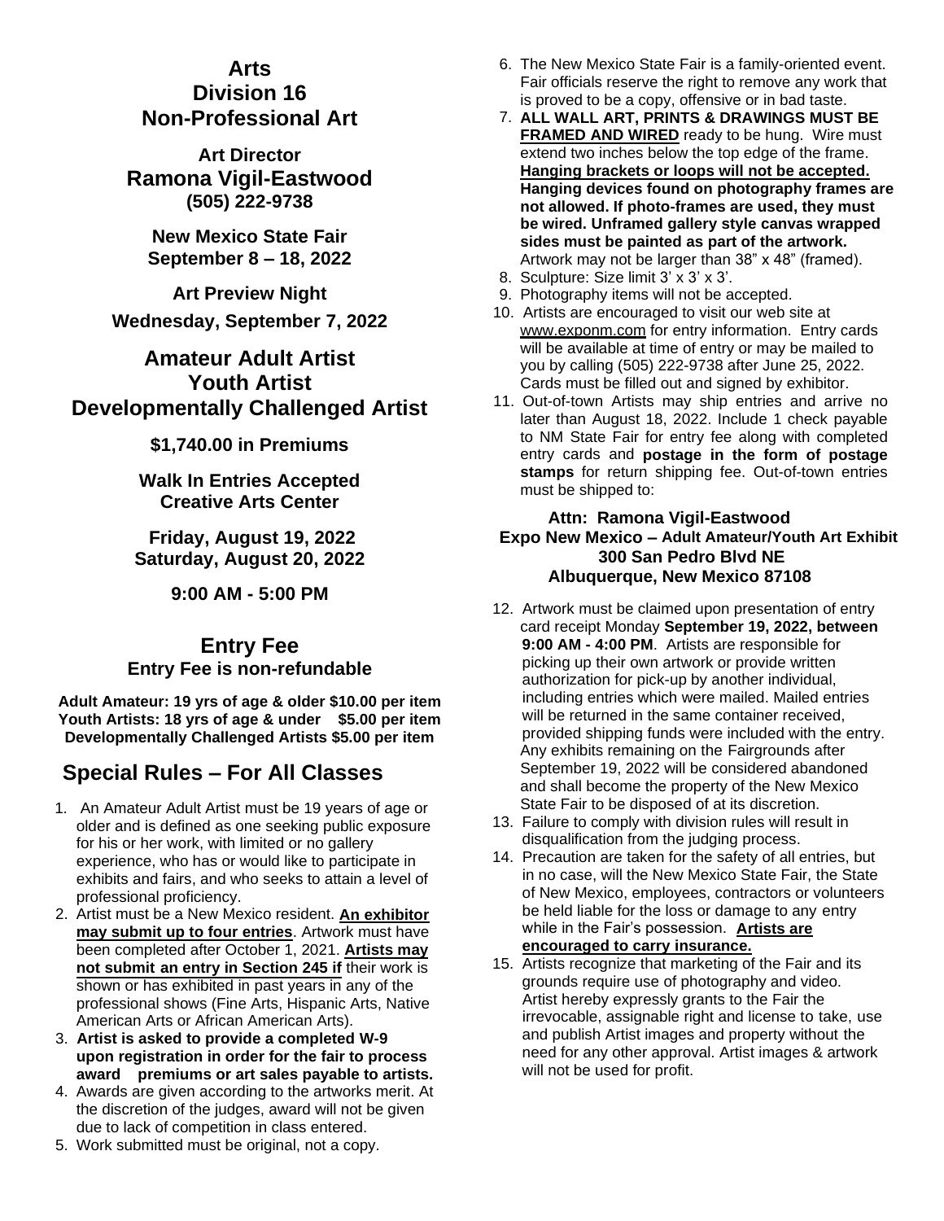# Arts
# Division 16
# Non-Professional Art

**Art Director**
**Ramona Vigil-Eastwood**
**(505) 222-9738**

**New Mexico State Fair**
**September 8 – 18, 2022**

**Art Preview Night**

**Wednesday, September 7, 2022**

## Amateur Adult Artist
## Youth Artist
## Developmentally Challenged Artist

**$1,740.00 in Premiums**

**Walk In Entries Accepted**
**Creative Arts Center**

**Friday, August 19, 2022**
**Saturday, August 20, 2022**

**9:00 AM - 5:00 PM**

## Entry Fee
**Entry Fee is non-refundable**

**Adult Amateur: 19 yrs of age & older $10.00 per item**
**Youth Artists: 18 yrs of age & under $5.00 per item**
**Developmentally Challenged Artists $5.00 per item**

## Special Rules – For All Classes

1. An Amateur Adult Artist must be 19 years of age or older and is defined as one seeking public exposure for his or her work, with limited or no gallery experience, who has or would like to participate in exhibits and fairs, and who seeks to attain a level of professional proficiency.
2. Artist must be a New Mexico resident. **An exhibitor may submit up to four entries**. Artwork must have been completed after October 1, 2021. **Artists may not submit an entry in Section 245 if** their work is shown or has exhibited in past years in any of the professional shows (Fine Arts, Hispanic Arts, Native American Arts or African American Arts).
3. **Artist is asked to provide a completed W-9 upon registration in order for the fair to process award premiums or art sales payable to artists.**
4. Awards are given according to the artworks merit. At the discretion of the judges, award will not be given due to lack of competition in class entered.
5. Work submitted must be original, not a copy.
6. The New Mexico State Fair is a family-oriented event. Fair officials reserve the right to remove any work that is proved to be a copy, offensive or in bad taste.
7. **ALL WALL ART, PRINTS & DRAWINGS MUST BE FRAMED AND WIRED** ready to be hung. Wire must extend two inches below the top edge of the frame. **Hanging brackets or loops will not be accepted. Hanging devices found on photography frames are not allowed. If photo-frames are used, they must be wired. Unframed gallery style canvas wrapped sides must be painted as part of the artwork.** Artwork may not be larger than 38" x 48" (framed).
8. Sculpture: Size limit 3' x 3' x 3'.
9. Photography items will not be accepted.
10. Artists are encouraged to visit our web site at www.exponm.com for entry information. Entry cards will be available at time of entry or may be mailed to you by calling (505) 222-9738 after June 25, 2022. Cards must be filled out and signed by exhibitor.
11. Out-of-town Artists may ship entries and arrive no later than August 18, 2022. Include 1 check payable to NM State Fair for entry fee along with completed entry cards and **postage in the form of postage stamps** for return shipping fee. Out-of-town entries must be shipped to:

    **Attn: Ramona Vigil-Eastwood**
    **Expo New Mexico – Adult Amateur/Youth Art Exhibit**
    **300 San Pedro Blvd NE**
    **Albuquerque, New Mexico 87108**

12. Artwork must be claimed upon presentation of entry card receipt Monday **September 19, 2022, between 9:00 AM - 4:00 PM**. Artists are responsible for picking up their own artwork or provide written authorization for pick-up by another individual, including entries which were mailed. Mailed entries will be returned in the same container received, provided shipping funds were included with the entry. Any exhibits remaining on the Fairgrounds after September 19, 2022 will be considered abandoned and shall become the property of the New Mexico State Fair to be disposed of at its discretion.
13. Failure to comply with division rules will result in disqualification from the judging process.
14. Precaution are taken for the safety of all entries, but in no case, will the New Mexico State Fair, the State of New Mexico, employees, contractors or volunteers be held liable for the loss or damage to any entry while in the Fair's possession. **Artists are encouraged to carry insurance.**
15. Artists recognize that marketing of the Fair and its grounds require use of photography and video. Artist hereby expressly grants to the Fair the irrevocable, assignable right and license to take, use and publish Artist images and property without the need for any other approval. Artist images & artwork will not be used for profit.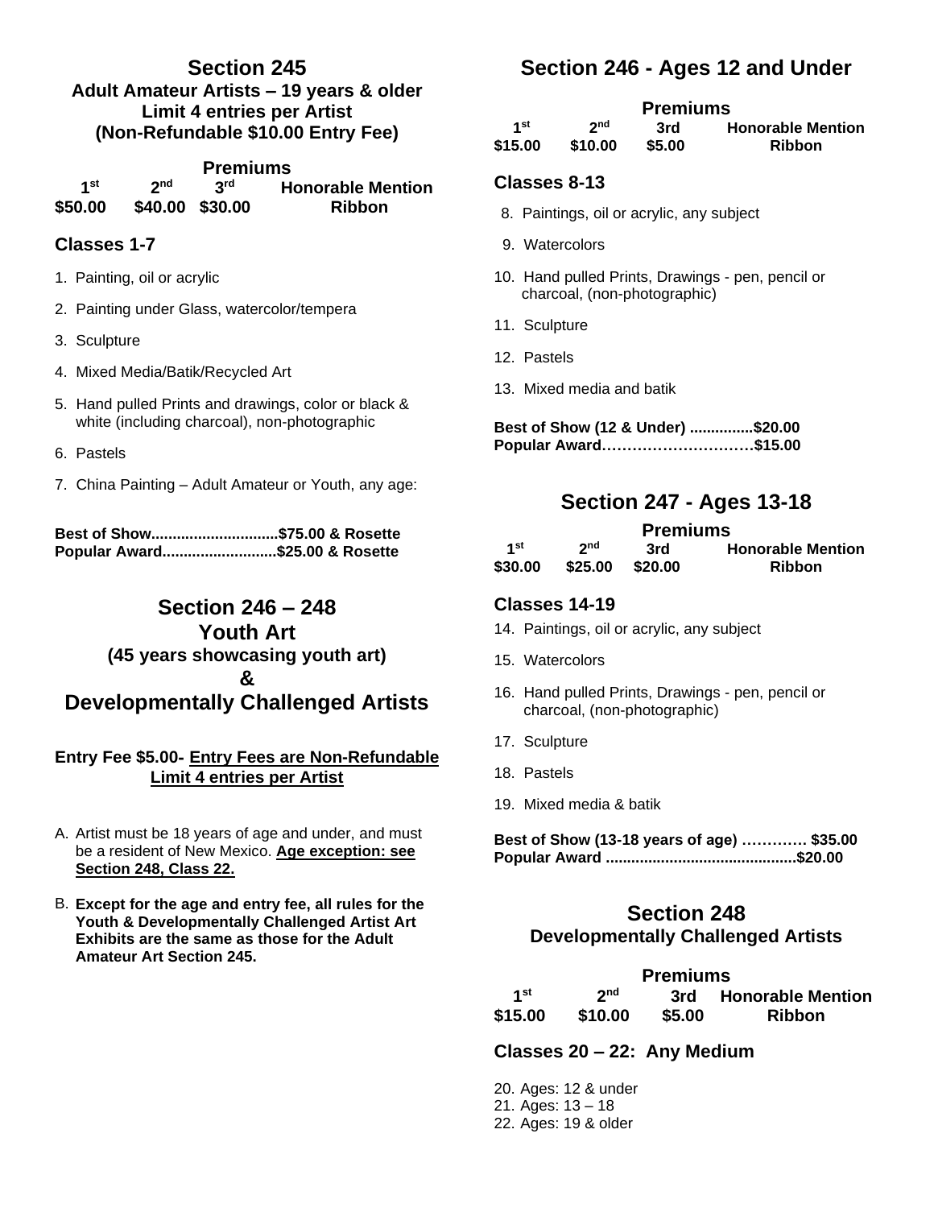## Section 245

**Adult Amateur Artists – 19 years & older**
**Limit 4 entries per Artist**
**(Non-Refundable $10.00 Entry Fee)**

**Premiums**

| 1st | 2nd | 3rd | Honorable Mention |
|---|---|---|---|
| $50.00 | $40.00 | $30.00 | Ribbon |

### Classes 1-7

1. Painting, oil or acrylic
2. Painting under Glass, watercolor/tempera
3. Sculpture
4. Mixed Media/Batik/Recycled Art
5. Hand pulled Prints and drawings, color or black & white (including charcoal), non-photographic
6. Pastels
7. China Painting – Adult Amateur or Youth, any age:

**Best of Show..............................$75.00 & Rosette**
**Popular Award...........................$25.00 & Rosette**

## Section 246 – 248
## Youth Art
**(45 years showcasing youth art)**
**&**
## Developmentally Challenged Artists

**Entry Fee $5.00- <u>Entry Fees are Non-Refundable</u>**
**<u>Limit 4 entries per Artist</u>**

A. Artist must be 18 years of age and under, and must be a resident of New Mexico. **<u>Age exception: see Section 248, Class 22.</u>**

B. **Except for the age and entry fee, all rules for the Youth & Developmentally Challenged Artist Art Exhibits are the same as those for the Adult Amateur Art Section 245.**

## Section 246 - Ages 12 and Under

**Premiums**

| 1st | 2nd | 3rd | Honorable Mention |
|---|---|---|---|
| $15.00 | $10.00 | $5.00 | Ribbon |

### Classes 8-13

8. Paintings, oil or acrylic, any subject
9. Watercolors
10. Hand pulled Prints, Drawings - pen, pencil or charcoal, (non-photographic)
11. Sculpture
12. Pastels
13. Mixed media and batik

**Best of Show (12 & Under) ...............$20.00**
**Popular Award…………………………$15.00**

## Section 247 - Ages 13-18

**Premiums**

| 1st | 2nd | 3rd | Honorable Mention |
|---|---|---|---|
| $30.00 | $25.00 | $20.00 | Ribbon |

### Classes 14-19

14. Paintings, oil or acrylic, any subject
15. Watercolors
16. Hand pulled Prints, Drawings - pen, pencil or charcoal, (non-photographic)
17. Sculpture
18. Pastels
19. Mixed media & batik

**Best of Show (13-18 years of age) …………. $35.00**
**Popular Award ............................................$20.00**

## Section 248
**Developmentally Challenged Artists**

**Premiums**

| 1st | 2nd | 3rd | Honorable Mention |
|---|---|---|---|
| $15.00 | $10.00 | $5.00 | Ribbon |

### Classes 20 – 22: Any Medium

20. Ages: 12 & under
21. Ages: 13 – 18
22. Ages: 19 & older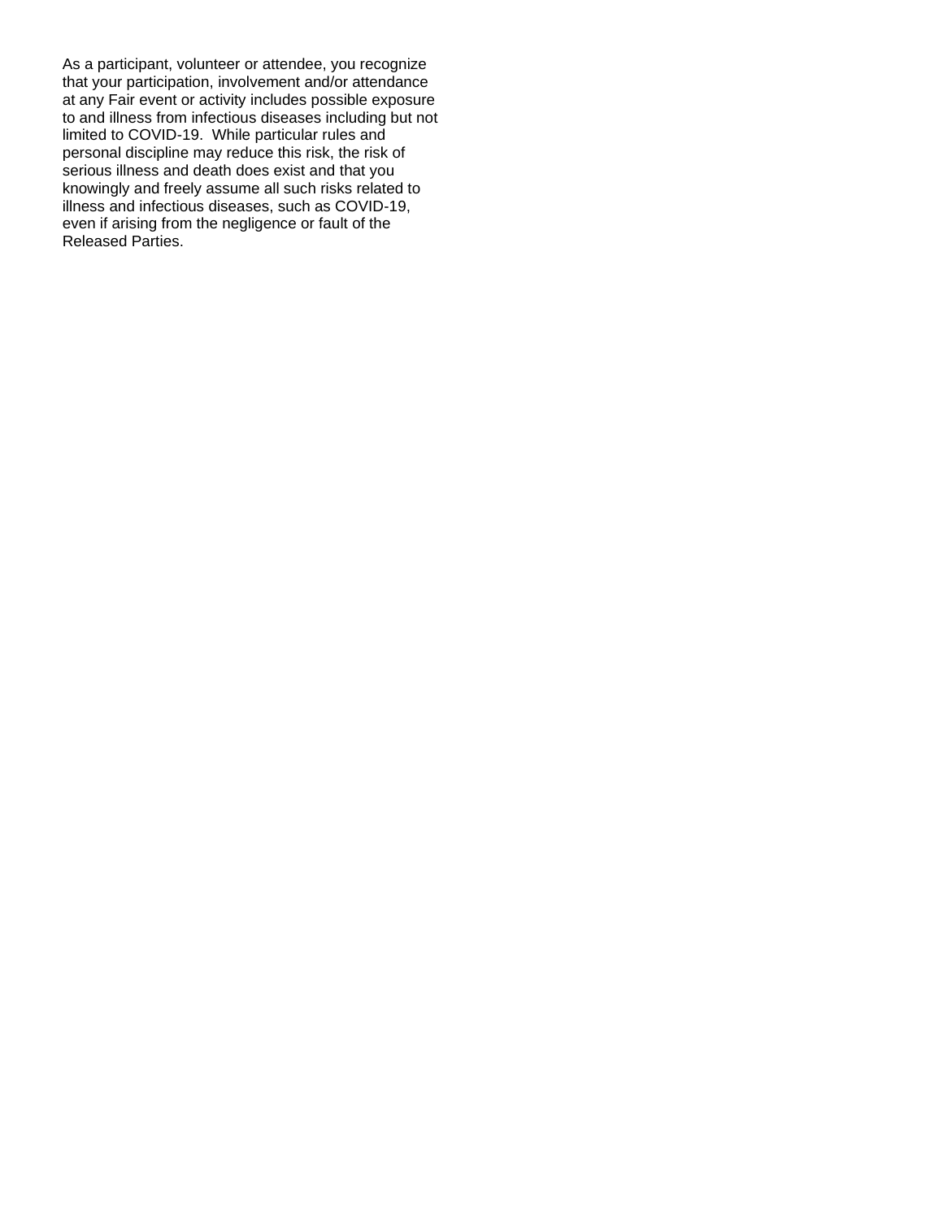As a participant, volunteer or attendee, you recognize that your participation, involvement and/or attendance at any Fair event or activity includes possible exposure to and illness from infectious diseases including but not limited to COVID-19. While particular rules and personal discipline may reduce this risk, the risk of serious illness and death does exist and that you knowingly and freely assume all such risks related to illness and infectious diseases, such as COVID-19, even if arising from the negligence or fault of the Released Parties.